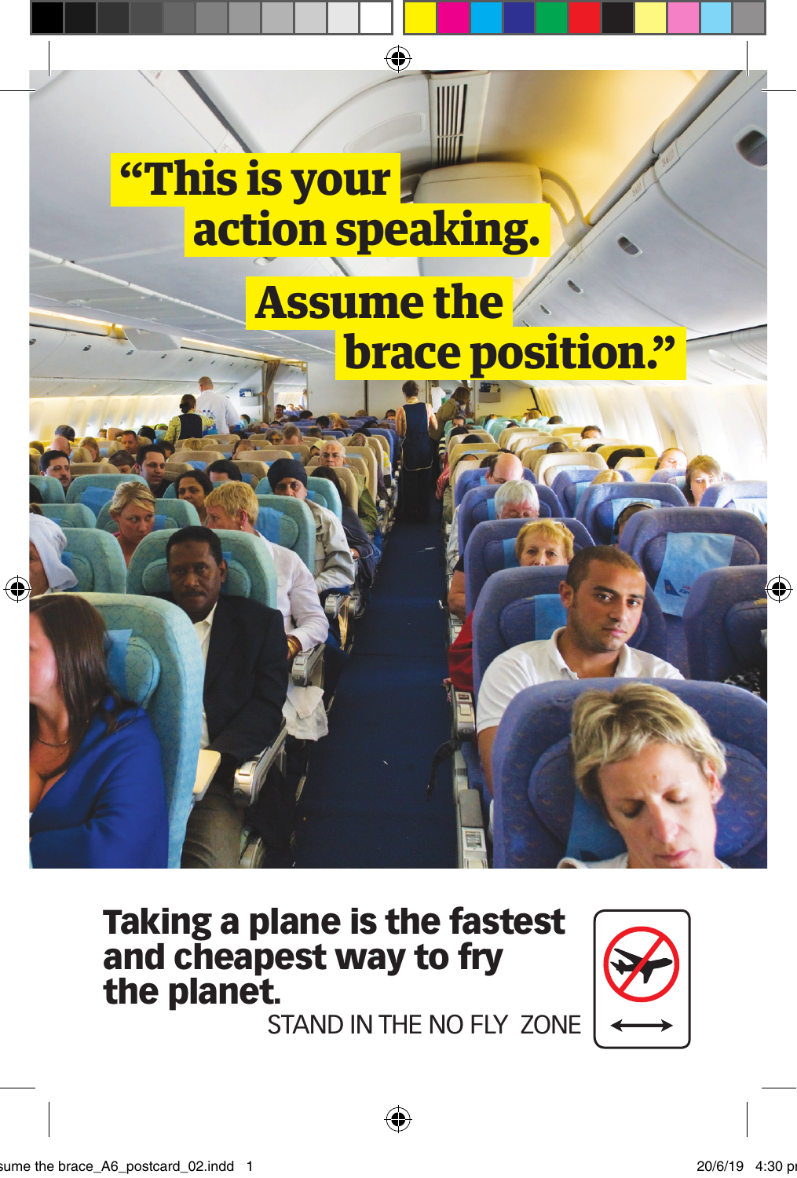# "This is your action speaking. Assume the brace position."

**Taking a plane is the fastest and cheapest way to fry the planet.**

STAND IN THE NO FLY ZONE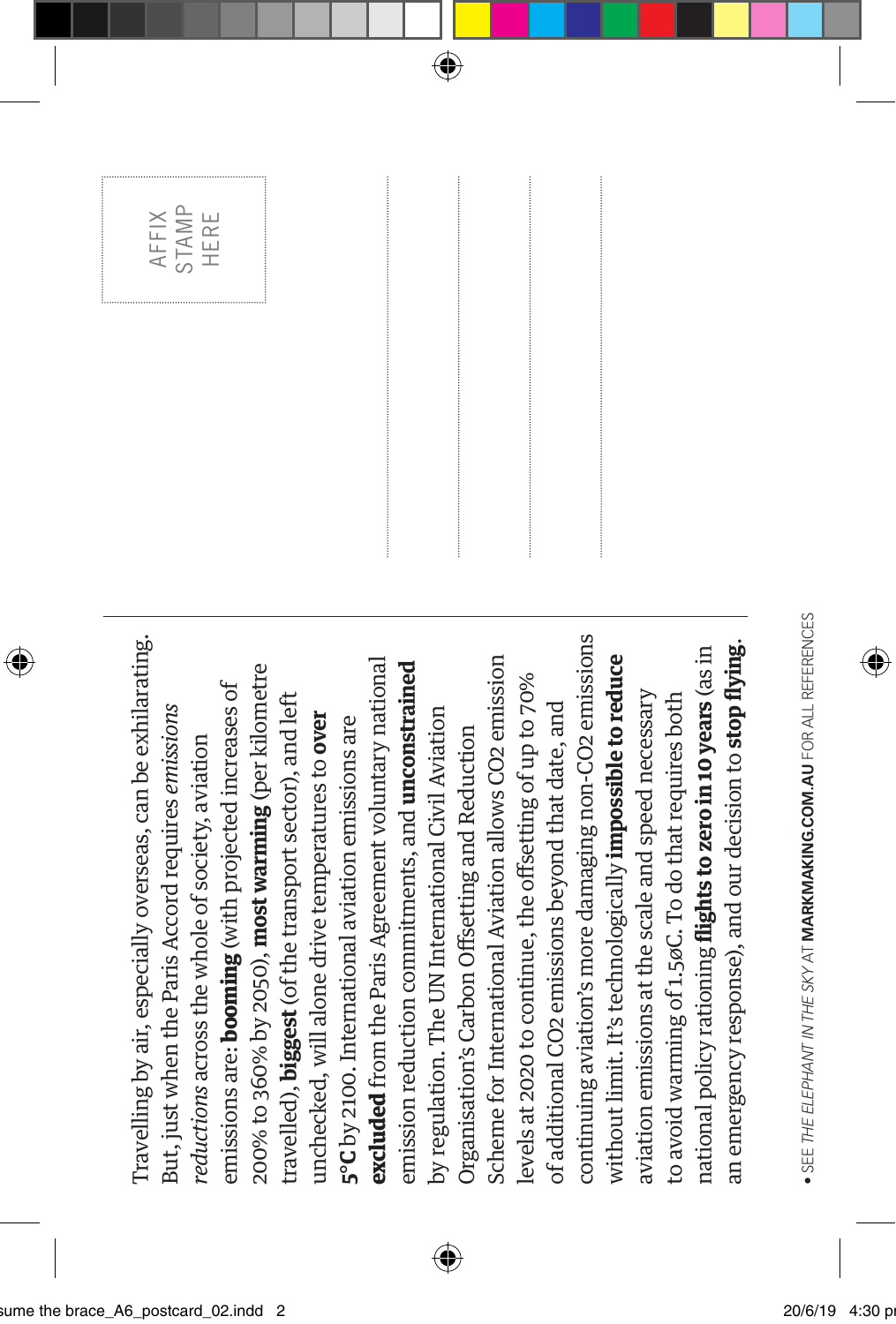Travelling by air, especially overseas, can be exhilarating. But, just when the Paris Accord requires *emissions reductions* across the whole of society, aviation emissions are: **booming** (with projected increases of 200% to 360% by 2050), **most warming** (per kilometre travelled), **biggest** (of the transport sector), and left unchecked, will alone drive temperatures to **over 5°C** by 2100. International aviation emissions are **excluded** from the Paris Agreement voluntary national emission reduction commitments, and **unconstrained** by regulation. The UN International Civil Aviation Organisation's Carbon Offsetting and Reduction Scheme for International Aviation allows $CO_2$ emission levels at 2020 to continue, the offsetting of up to 70% of additional $CO_2$ emissions beyond that date, and continuing aviation's more damaging non-$CO_2$ emissions without limit. It's technologically **impossible to reduce** aviation emissions at the scale and speed necessary to avoid warming of 1.5øC. To do that requires both national policy rationing **flights to zero in 10 years** (as in an emergency response), and our decision to **stop flying**.

• SEE *THE ELEPHANT IN THE SKY* AT **MARKMAKING.COM.AU** FOR ALL REFERENCES

AFFIX STAMP HERE